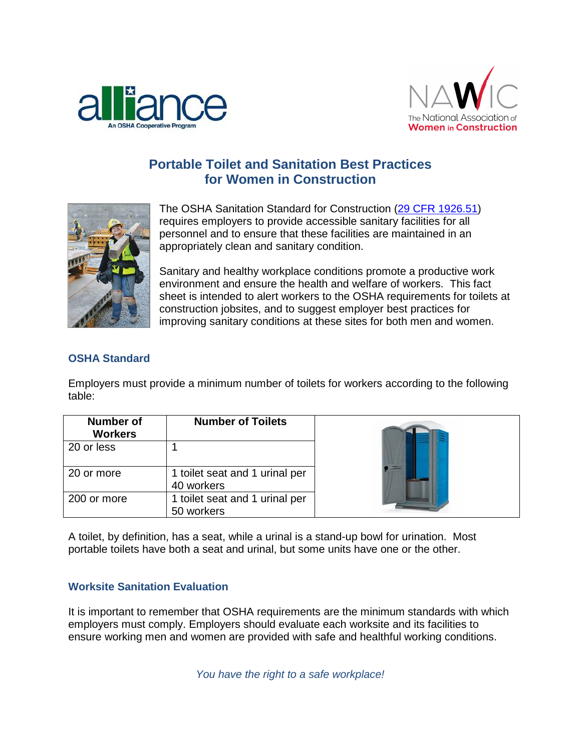# Portable Toilet and Sanitation Best Practices for Women in Construction

The OSHA Sanitation Standard for Construction (29 CFR 1926.51) requires employers to provide accessible sanitary facilities for all personnel and to ensure that these facilities are maintained in an appropriately clean and sanitary condition.

Sanitary and healthy workplace conditions promote a productive work environment and ensure the health and welfare of workers. This fact sheet is intended to alert workers to the OSHA requirements for toilets at construction jobsites, and to suggest employer best practices for improving sanitary conditions at these sites for both men and women.

## OSHA Standard

Employers must provide a minimum number of toilets for workers according to the following table:

| Number of Workers | Number of Toilets |
|---|---|
| 20 or less | 1 |
| 20 or more | 1 toilet seat and 1 urinal per 40 workers |
| 200 or more | 1 toilet seat and 1 urinal per 50 workers |

A toilet, by definition, has a seat, while a urinal is a stand-up bowl for urination. Most portable toilets have both a seat and urinal, but some units have one or the other.

## Worksite Sanitation Evaluation

It is important to remember that OSHA requirements are the minimum standards with which employers must comply. Employers should evaluate each worksite and its facilities to ensure working men and women are provided with safe and healthful working conditions.

*You have the right to a safe workplace!*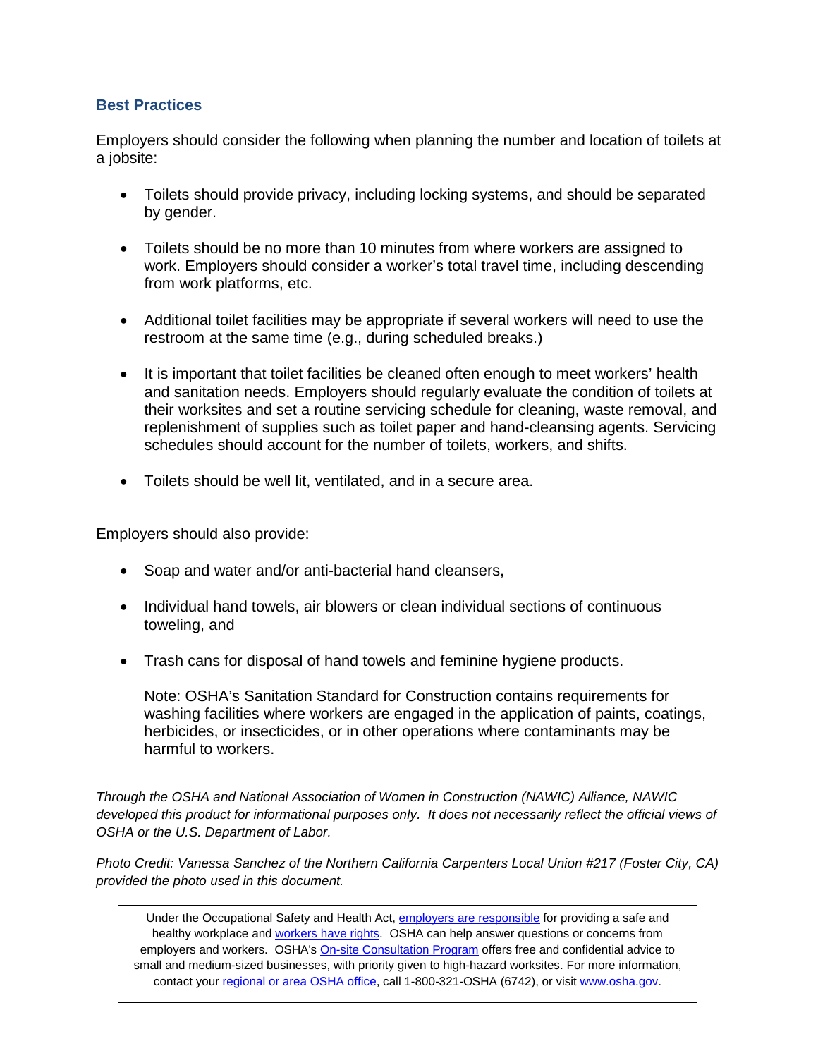## Best Practices

Employers should consider the following when planning the number and location of toilets at a jobsite:

- Toilets should provide privacy, including locking systems, and should be separated by gender.
- Toilets should be no more than 10 minutes from where workers are assigned to work. Employers should consider a worker's total travel time, including descending from work platforms, etc.
- Additional toilet facilities may be appropriate if several workers will need to use the restroom at the same time (e.g., during scheduled breaks.)
- It is important that toilet facilities be cleaned often enough to meet workers' health and sanitation needs. Employers should regularly evaluate the condition of toilets at their worksites and set a routine servicing schedule for cleaning, waste removal, and replenishment of supplies such as toilet paper and hand-cleansing agents. Servicing schedules should account for the number of toilets, workers, and shifts.
- Toilets should be well lit, ventilated, and in a secure area.

Employers should also provide:

- Soap and water and/or anti-bacterial hand cleansers,
- Individual hand towels, air blowers or clean individual sections of continuous toweling, and
- Trash cans for disposal of hand towels and feminine hygiene products.

  Note: OSHA's Sanitation Standard for Construction contains requirements for washing facilities where workers are engaged in the application of paints, coatings, herbicides, or insecticides, or in other operations where contaminants may be harmful to workers.

*Through the OSHA and National Association of Women in Construction (NAWIC) Alliance, NAWIC developed this product for informational purposes only. It does not necessarily reflect the official views of OSHA or the U.S. Department of Labor.*

*Photo Credit: Vanessa Sanchez of the Northern California Carpenters Local Union #217 (Foster City, CA) provided the photo used in this document.*

Under the Occupational Safety and Health Act, employers are responsible for providing a safe and healthy workplace and workers have rights. OSHA can help answer questions or concerns from employers and workers. OSHA's On-site Consultation Program offers free and confidential advice to small and medium-sized businesses, with priority given to high-hazard worksites. For more information, contact your regional or area OSHA office, call 1-800-321-OSHA (6742), or visit www.osha.gov.